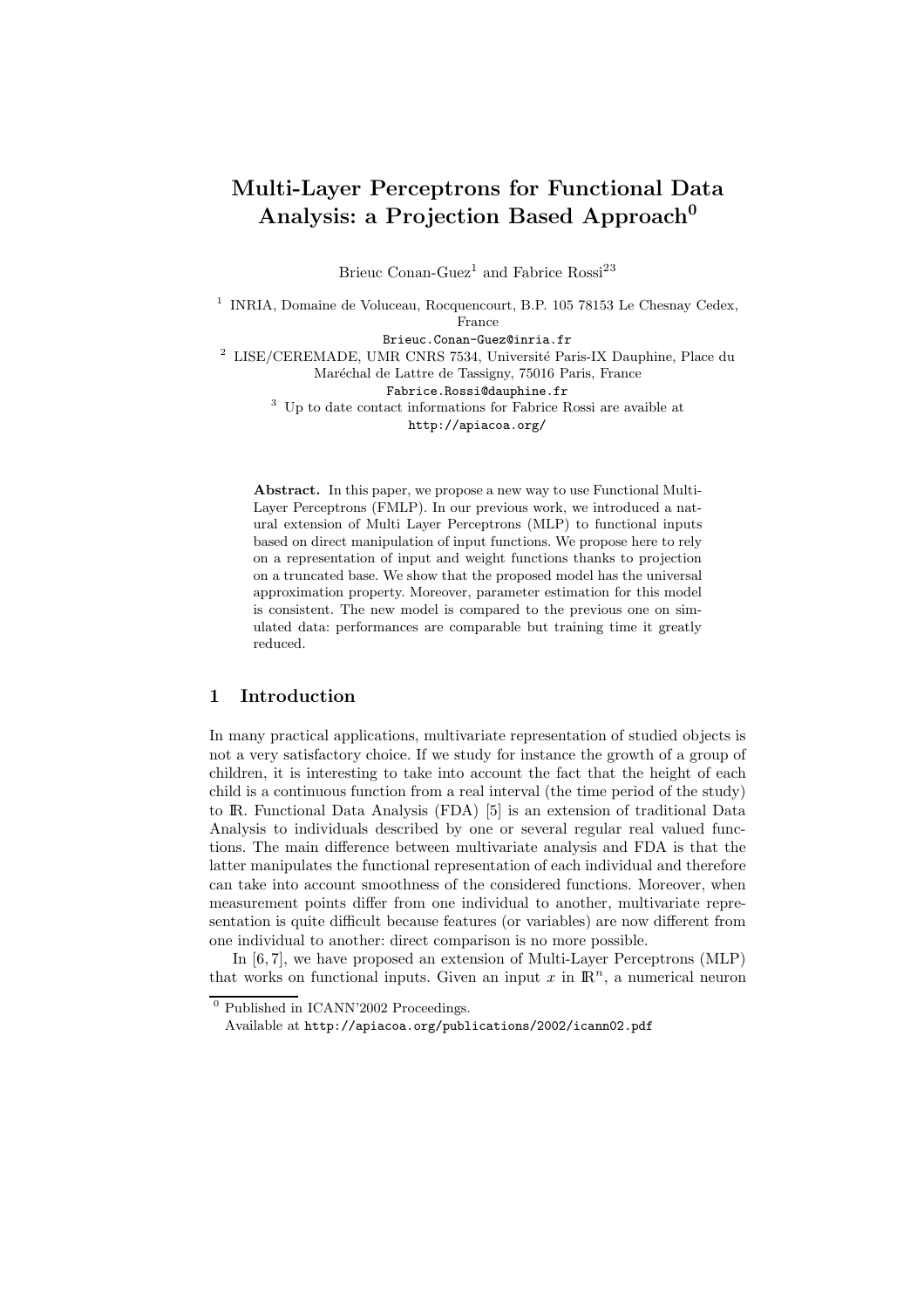# Multi-Layer Perceptrons for Functional Data Analysis: a Projection Based Approach[0]

Brieuc Conan-Guez[1] and Fabrice Rossi[2,3]

[1] INRIA, Domaine de Voluceau, Rocquencourt, B.P. 105 78153 Le Chesnay Cedex, France
Brieuc.Conan-Guez@inria.fr

[2] LISE/CEREMADE, UMR CNRS 7534, Université Paris-IX Dauphine, Place du Maréchal de Lattre de Tassigny, 75016 Paris, France
Fabrice.Rossi@dauphine.fr

[3] Up to date contact informations for Fabrice Rossi are avaible at http://apiacoa.org/

**Abstract.** In this paper, we propose a new way to use Functional Multi-Layer Perceptrons (FMLP). In our previous work, we introduced a natural extension of Multi Layer Perceptrons (MLP) to functional inputs based on direct manipulation of input functions. We propose here to rely on a representation of input and weight functions thanks to projection on a truncated base. We show that the proposed model has the universal approximation property. Moreover, parameter estimation for this model is consistent. The new model is compared to the previous one on simulated data: performances are comparable but training time it greatly reduced.

## 1 Introduction

In many practical applications, multivariate representation of studied objects is not a very satisfactory choice. If we study for instance the growth of a group of children, it is interesting to take into account the fact that the height of each child is a continuous function from a real interval (the time period of the study) to $\mathbb{R}$. Functional Data Analysis (FDA) [5] is an extension of traditional Data Analysis to individuals described by one or several regular real valued functions. The main difference between multivariate analysis and FDA is that the latter manipulates the functional representation of each individual and therefore can take into account smoothness of the considered functions. Moreover, when measurement points differ from one individual to another, multivariate representation is quite difficult because features (or variables) are now different from one individual to another: direct comparison is no more possible.

In [6, 7], we have proposed an extension of Multi-Layer Perceptrons (MLP) that works on functional inputs. Given an input $x$ in $\mathbb{R}^n$, a numerical neuron

[0] Published in ICANN'2002 Proceedings.
Available at http://apiacoa.org/publications/2002/icann02.pdf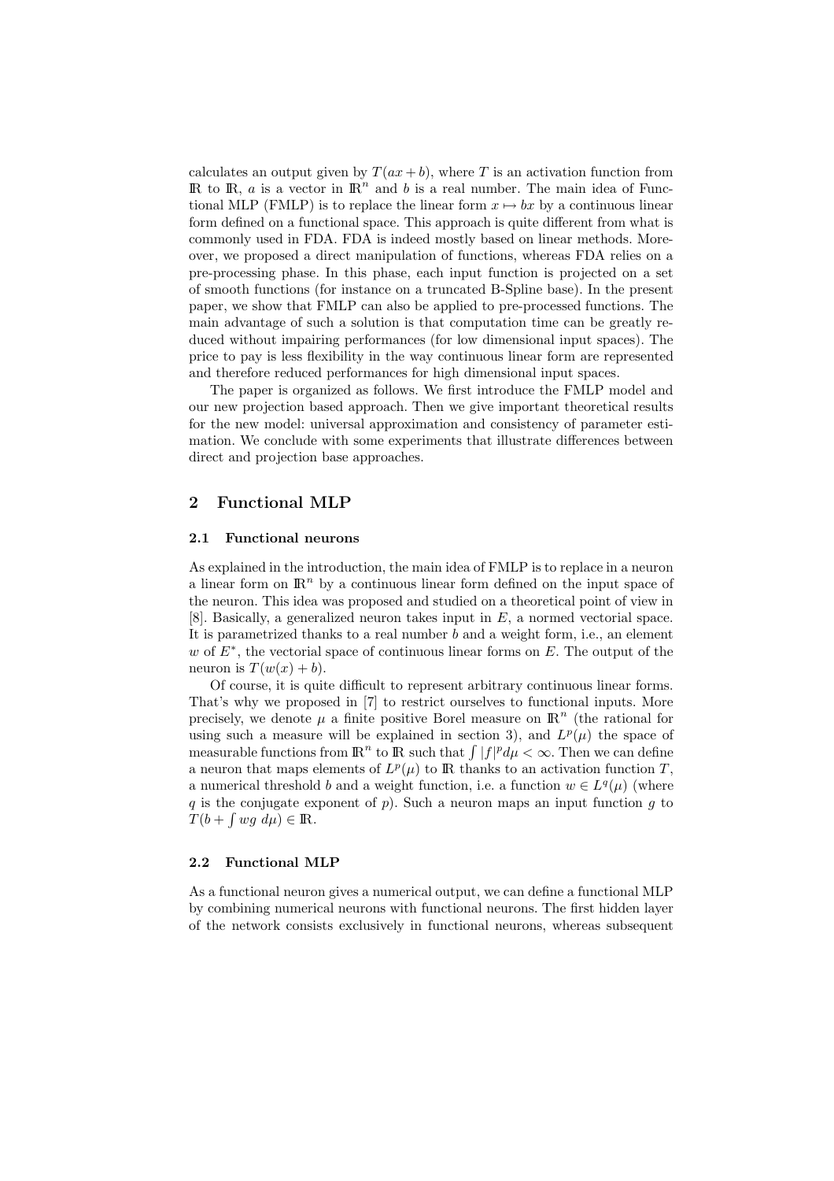calculates an output given by $T(ax + b)$, where $T$ is an activation function from $\mathbb{R}$ to $\mathbb{R}$, $a$ is a vector in $\mathbb{R}^n$ and $b$ is a real number. The main idea of Functional MLP (FMLP) is to replace the linear form $x \mapsto bx$ by a continuous linear form defined on a functional space. This approach is quite different from what is commonly used in FDA. FDA is indeed mostly based on linear methods. Moreover, we proposed a direct manipulation of functions, whereas FDA relies on a pre-processing phase. In this phase, each input function is projected on a set of smooth functions (for instance on a truncated B-Spline base). In the present paper, we show that FMLP can also be applied to pre-processed functions. The main advantage of such a solution is that computation time can be greatly reduced without impairing performances (for low dimensional input spaces). The price to pay is less flexibility in the way continuous linear form are represented and therefore reduced performances for high dimensional input spaces.

The paper is organized as follows. We first introduce the FMLP model and our new projection based approach. Then we give important theoretical results for the new model: universal approximation and consistency of parameter estimation. We conclude with some experiments that illustrate differences between direct and projection base approaches.

## 2 Functional MLP

### 2.1 Functional neurons

As explained in the introduction, the main idea of FMLP is to replace in a neuron a linear form on $\mathbb{R}^n$ by a continuous linear form defined on the input space of the neuron. This idea was proposed and studied on a theoretical point of view in [8]. Basically, a generalized neuron takes input in $E$, a normed vectorial space. It is parametrized thanks to a real number $b$ and a weight form, i.e., an element $w$ of $E^*$, the vectorial space of continuous linear forms on $E$. The output of the neuron is $T(w(x) + b)$.

Of course, it is quite difficult to represent arbitrary continuous linear forms. That's why we proposed in [7] to restrict ourselves to functional inputs. More precisely, we denote $\mu$ a finite positive Borel measure on $\mathbb{R}^n$ (the rational for using such a measure will be explained in section 3), and $L^p(\mu)$ the space of measurable functions from $\mathbb{R}^n$ to $\mathbb{R}$ such that $\int |f|^p d\mu < \infty$. Then we can define a neuron that maps elements of $L^p(\mu)$ to $\mathbb{R}$ thanks to an activation function $T$, a numerical threshold $b$ and a weight function, i.e. a function $w \in L^q(\mu)$ (where $q$ is the conjugate exponent of $p$). Such a neuron maps an input function $g$ to $T(b + \int wg \; d\mu) \in \mathbb{R}$.

### 2.2 Functional MLP

As a functional neuron gives a numerical output, we can define a functional MLP by combining numerical neurons with functional neurons. The first hidden layer of the network consists exclusively in functional neurons, whereas subsequent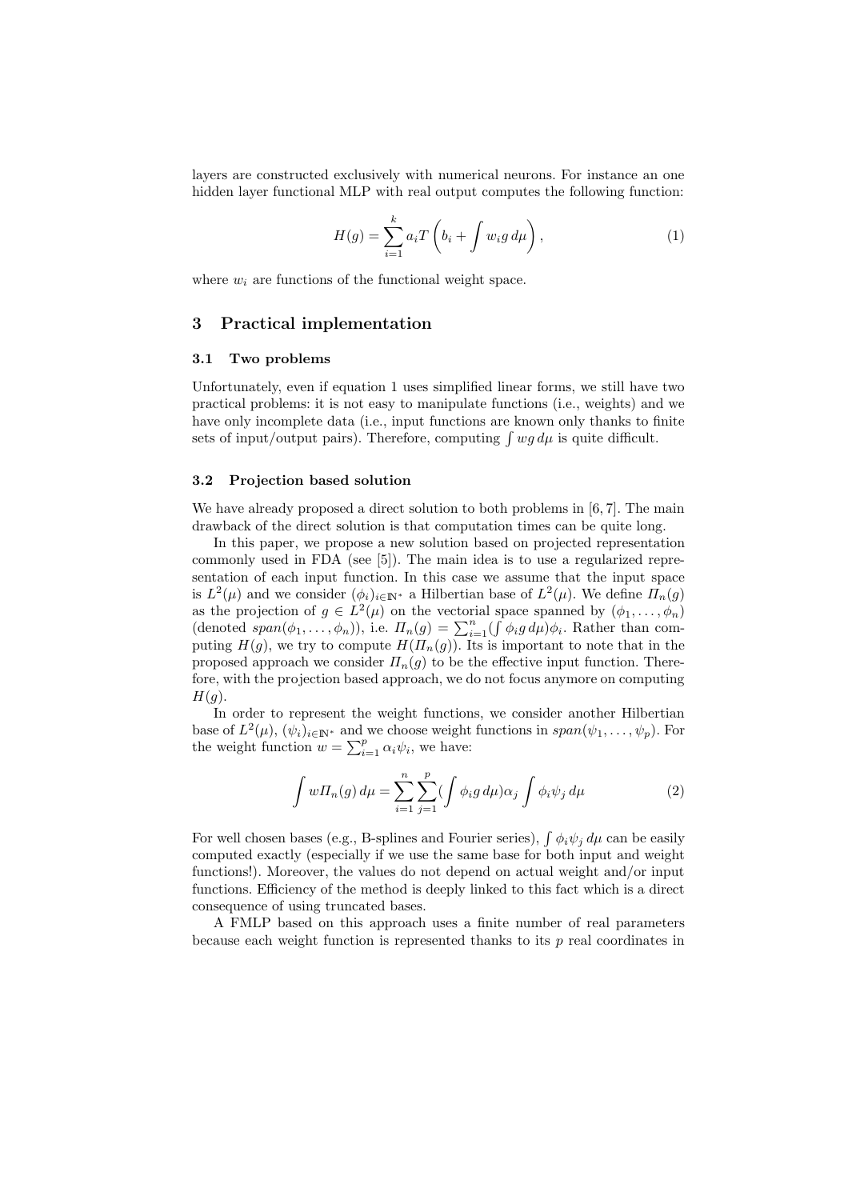layers are constructed exclusively with numerical neurons. For instance an one hidden layer functional MLP with real output computes the following function:

$$H(g) = \sum_{i=1}^{k} a_i T\left(b_i + \int w_i g \, d\mu\right), \tag{1}$$

where $w_i$ are functions of the functional weight space.

## 3 Practical implementation

### 3.1 Two problems

Unfortunately, even if equation 1 uses simplified linear forms, we still have two practical problems: it is not easy to manipulate functions (i.e., weights) and we have only incomplete data (i.e., input functions are known only thanks to finite sets of input/output pairs). Therefore, computing $\int wg \, d\mu$ is quite difficult.

### 3.2 Projection based solution

We have already proposed a direct solution to both problems in [6, 7]. The main drawback of the direct solution is that computation times can be quite long.

In this paper, we propose a new solution based on projected representation commonly used in FDA (see [5]). The main idea is to use a regularized representation of each input function. In this case we assume that the input space is $L^2(\mu)$ and we consider $(\phi_i)_{i\in\mathbb{N}^*}$ a Hilbertian base of $L^2(\mu)$. We define $\Pi_n(g)$ as the projection of $g \in L^2(\mu)$ on the vectorial space spanned by $(\phi_1, \ldots, \phi_n)$ (denoted $span(\phi_1, \ldots, \phi_n)$), i.e. $\Pi_n(g) = \sum_{i=1}^{n} (\int \phi_i g \, d\mu)\phi_i$. Rather than computing $H(g)$, we try to compute $H(\Pi_n(g))$. Its is important to note that in the proposed approach we consider $\Pi_n(g)$ to be the effective input function. Therefore, with the projection based approach, we do not focus anymore on computing $H(g)$.

In order to represent the weight functions, we consider another Hilbertian base of $L^2(\mu)$, $(\psi_i)_{i\in\mathbb{N}^*}$ and we choose weight functions in $span(\psi_1, \ldots, \psi_p)$. For the weight function $w = \sum_{i=1}^{p} \alpha_i \psi_i$, we have:

$$\int w \Pi_n(g) \, d\mu = \sum_{i=1}^{n} \sum_{j=1}^{p} (\int \phi_i g \, d\mu) \alpha_j \int \phi_i \psi_j \, d\mu \tag{2}$$

For well chosen bases (e.g., B-splines and Fourier series), $\int \phi_i \psi_j \, d\mu$ can be easily computed exactly (especially if we use the same base for both input and weight functions!). Moreover, the values do not depend on actual weight and/or input functions. Efficiency of the method is deeply linked to this fact which is a direct consequence of using truncated bases.

A FMLP based on this approach uses a finite number of real parameters because each weight function is represented thanks to its $p$ real coordinates in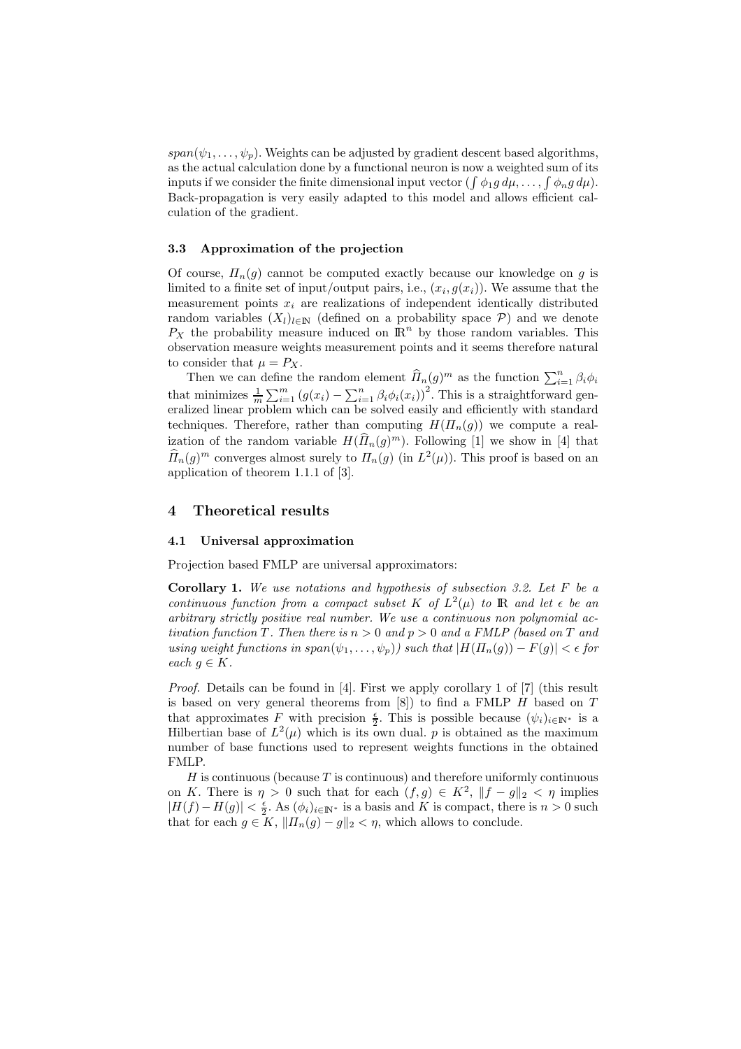$span(\psi_1, \ldots, \psi_p)$. Weights can be adjusted by gradient descent based algorithms, as the actual calculation done by a functional neuron is now a weighted sum of its inputs if we consider the finite dimensional input vector $(\int \phi_1 g \, d\mu, \ldots, \int \phi_n g \, d\mu)$. Back-propagation is very easily adapted to this model and allows efficient calculation of the gradient.

### 3.3 Approximation of the projection

Of course, $\Pi_n(g)$ cannot be computed exactly because our knowledge on $g$ is limited to a finite set of input/output pairs, i.e., $(x_i, g(x_i))$. We assume that the measurement points $x_i$ are realizations of independent identically distributed random variables $(X_l)_{l\in\mathbb{N}}$ (defined on a probability space $\mathcal{P}$) and we denote $P_X$ the probability measure induced on $\mathbb{R}^n$ by those random variables. This observation measure weights measurement points and it seems therefore natural to consider that $\mu = P_X$.

Then we can define the random element $\widehat{\Pi}_n(g)^m$ as the function $\sum_{i=1}^n \beta_i \phi_i$ that minimizes $\frac{1}{m}\sum_{i=1}^m \left(g(x_i) - \sum_{i=1}^n \beta_i \phi_i(x_i)\right)^2$. This is a straightforward generalized linear problem which can be solved easily and efficiently with standard techniques. Therefore, rather than computing $H(\Pi_n(g))$ we compute a realization of the random variable $H(\widehat{\Pi}_n(g)^m)$. Following [1] we show in [4] that $\widehat{\Pi}_n(g)^m$ converges almost surely to $\Pi_n(g)$ (in $L^2(\mu)$). This proof is based on an application of theorem 1.1.1 of [3].

## 4 Theoretical results

### 4.1 Universal approximation

Projection based FMLP are universal approximators:

**Corollary 1.** *We use notations and hypothesis of subsection 3.2. Let $F$ be a continuous function from a compact subset $K$ of $L^2(\mu)$ to $\mathbb{R}$ and let $\epsilon$ be an arbitrary strictly positive real number. We use a continuous non polynomial activation function $T$. Then there is $n > 0$ and $p > 0$ and a FMLP (based on $T$ and using weight functions in $span(\psi_1, \ldots, \psi_p)$) such that $|H(\Pi_n(g)) - F(g)| < \epsilon$ for each $g \in K$.*

*Proof.* Details can be found in [4]. First we apply corollary 1 of [7] (this result is based on very general theorems from [8]) to find a FMLP $H$ based on $T$ that approximates $F$ with precision $\frac{\epsilon}{2}$. This is possible because $(\psi_i)_{i\in\mathbb{N}^*}$ is a Hilbertian base of $L^2(\mu)$ which is its own dual. $p$ is obtained as the maximum number of base functions used to represent weights functions in the obtained FMLP.

$H$ is continuous (because $T$ is continuous) and therefore uniformly continuous on $K$. There is $\eta > 0$ such that for each $(f, g) \in K^2$, $\|f - g\|_2 < \eta$ implies $|H(f) - H(g)| < \frac{\epsilon}{2}$. As $(\phi_i)_{i\in\mathbb{N}^*}$ is a basis and $K$ is compact, there is $n > 0$ such that for each $g \in K$, $\|\Pi_n(g) - g\|_2 < \eta$, which allows to conclude.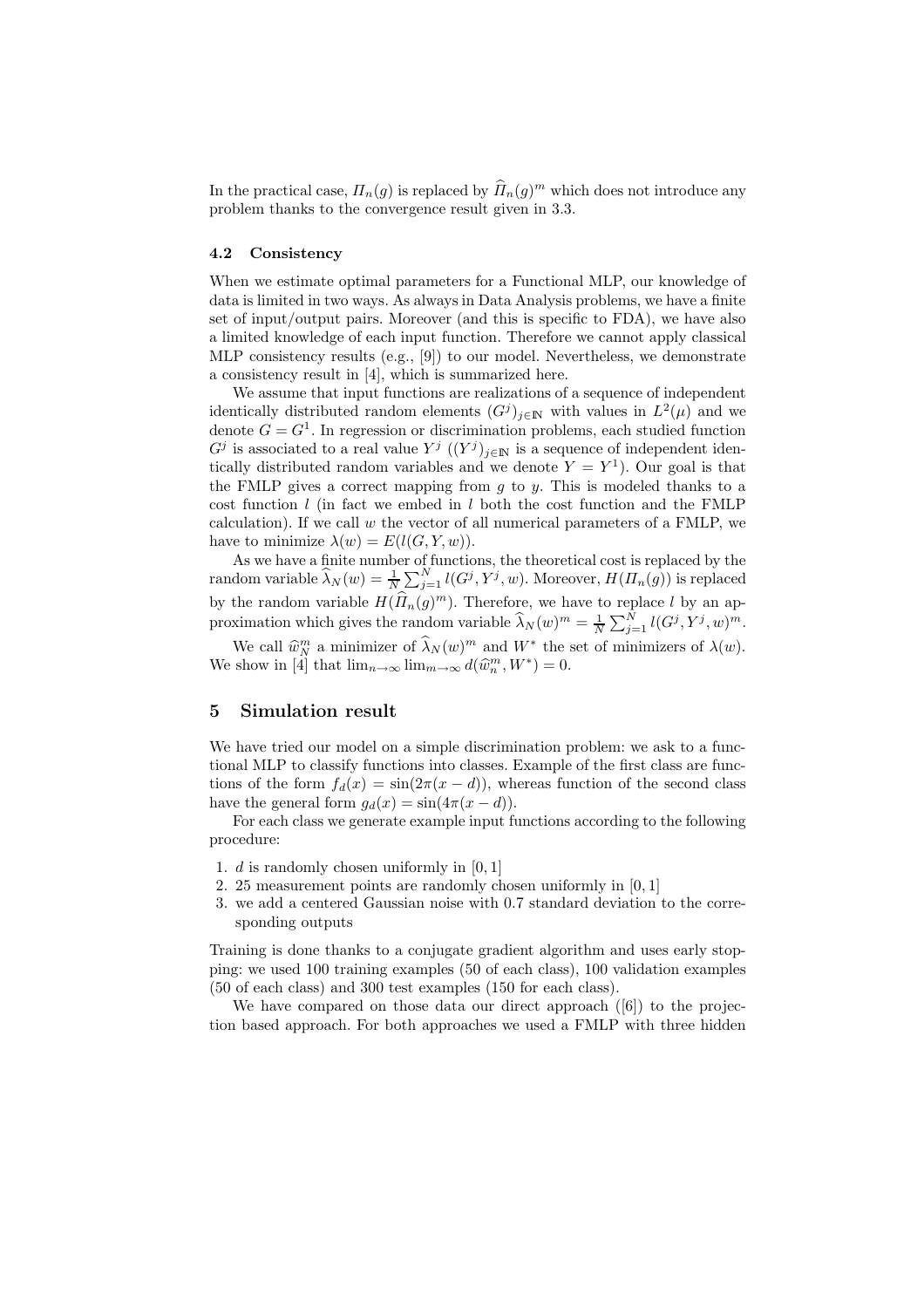In the practical case, $\Pi_n(g)$ is replaced by $\widehat{\Pi}_n(g)^m$ which does not introduce any problem thanks to the convergence result given in 3.3.

### 4.2 Consistency

When we estimate optimal parameters for a Functional MLP, our knowledge of data is limited in two ways. As always in Data Analysis problems, we have a finite set of input/output pairs. Moreover (and this is specific to FDA), we have also a limited knowledge of each input function. Therefore we cannot apply classical MLP consistency results (e.g., [9]) to our model. Nevertheless, we demonstrate a consistency result in [4], which is summarized here.

We assume that input functions are realizations of a sequence of independent identically distributed random elements $(G^j)_{j\in\mathbb{N}}$ with values in $L^2(\mu)$ and we denote $G = G^1$. In regression or discrimination problems, each studied function $G^j$ is associated to a real value $Y^j$ ($(Y^j)_{j\in\mathbb{N}}$ is a sequence of independent identically distributed random variables and we denote $Y = Y^1$). Our goal is that the FMLP gives a correct mapping from $g$ to $y$. This is modeled thanks to a cost function $l$ (in fact we embed in $l$ both the cost function and the FMLP calculation). If we call $w$ the vector of all numerical parameters of a FMLP, we have to minimize $\lambda(w) = E(l(G, Y, w))$.

As we have a finite number of functions, the theoretical cost is replaced by the random variable $\widehat{\lambda}_N(w) = \frac{1}{N}\sum_{j=1}^{N} l(G^j, Y^j, w)$. Moreover, $H(\Pi_n(g))$ is replaced by the random variable $H(\widehat{\Pi}_n(g)^m)$. Therefore, we have to replace $l$ by an approximation which gives the random variable $\widehat{\lambda}_N(w)^m = \frac{1}{N}\sum_{j=1}^{N} l(G^j, Y^j, w)^m$.

We call $\widehat{w}_N^m$ a minimizer of $\widehat{\lambda}_N(w)^m$ and $W^*$ the set of minimizers of $\lambda(w)$. We show in [4] that $\lim_{n\to\infty}\lim_{m\to\infty} d(\widehat{w}_n^m, W^*) = 0$.

## 5 Simulation result

We have tried our model on a simple discrimination problem: we ask to a functional MLP to classify functions into classes. Example of the first class are functions of the form $f_d(x) = \sin(2\pi(x - d))$, whereas function of the second class have the general form $g_d(x) = \sin(4\pi(x - d))$.

For each class we generate example input functions according to the following procedure:

1. $d$ is randomly chosen uniformly in $[0, 1]$
2. 25 measurement points are randomly chosen uniformly in $[0, 1]$
3. we add a centered Gaussian noise with 0.7 standard deviation to the corresponding outputs

Training is done thanks to a conjugate gradient algorithm and uses early stopping: we used 100 training examples (50 of each class), 100 validation examples (50 of each class) and 300 test examples (150 for each class).

We have compared on those data our direct approach ([6]) to the projection based approach. For both approaches we used a FMLP with three hidden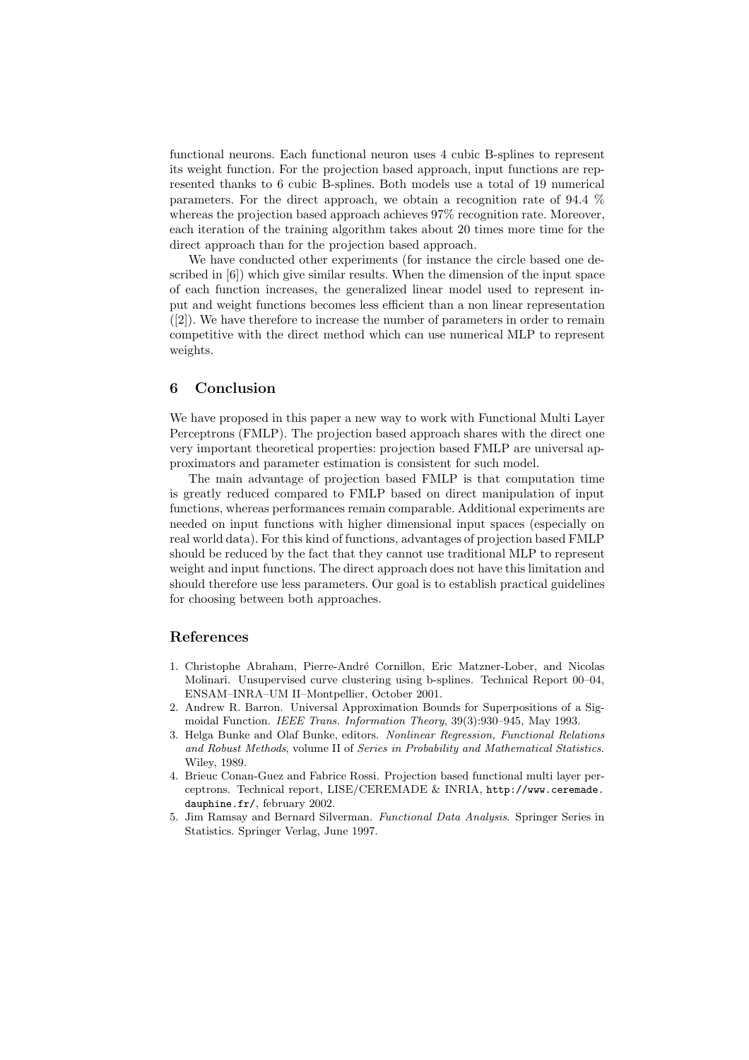functional neurons. Each functional neuron uses 4 cubic B-splines to represent its weight function. For the projection based approach, input functions are represented thanks to 6 cubic B-splines. Both models use a total of 19 numerical parameters. For the direct approach, we obtain a recognition rate of 94.4 % whereas the projection based approach achieves 97% recognition rate. Moreover, each iteration of the training algorithm takes about 20 times more time for the direct approach than for the projection based approach.

We have conducted other experiments (for instance the circle based one described in [6]) which give similar results. When the dimension of the input space of each function increases, the generalized linear model used to represent input and weight functions becomes less efficient than a non linear representation ([2]). We have therefore to increase the number of parameters in order to remain competitive with the direct method which can use numerical MLP to represent weights.

## 6 Conclusion

We have proposed in this paper a new way to work with Functional Multi Layer Perceptrons (FMLP). The projection based approach shares with the direct one very important theoretical properties: projection based FMLP are universal approximators and parameter estimation is consistent for such model.

The main advantage of projection based FMLP is that computation time is greatly reduced compared to FMLP based on direct manipulation of input functions, whereas performances remain comparable. Additional experiments are needed on input functions with higher dimensional input spaces (especially on real world data). For this kind of functions, advantages of projection based FMLP should be reduced by the fact that they cannot use traditional MLP to represent weight and input functions. The direct approach does not have this limitation and should therefore use less parameters. Our goal is to establish practical guidelines for choosing between both approaches.

## References

1. Christophe Abraham, Pierre-André Cornillon, Eric Matzner-Lober, and Nicolas Molinari. Unsupervised curve clustering using b-splines. Technical Report 00–04, ENSAM–INRA–UM II–Montpellier, October 2001.
2. Andrew R. Barron. Universal Approximation Bounds for Superpositions of a Sigmoidal Function. *IEEE Trans. Information Theory*, 39(3):930–945, May 1993.
3. Helga Bunke and Olaf Bunke, editors. *Nonlinear Regression, Functional Relations and Robust Methods*, volume II of *Series in Probability and Mathematical Statistics*. Wiley, 1989.
4. Brieuc Conan-Guez and Fabrice Rossi. Projection based functional multi layer perceptrons. Technical report, LISE/CEREMADE & INRIA, `http://www.ceremade.dauphine.fr/`, february 2002.
5. Jim Ramsay and Bernard Silverman. *Functional Data Analysis*. Springer Series in Statistics. Springer Verlag, June 1997.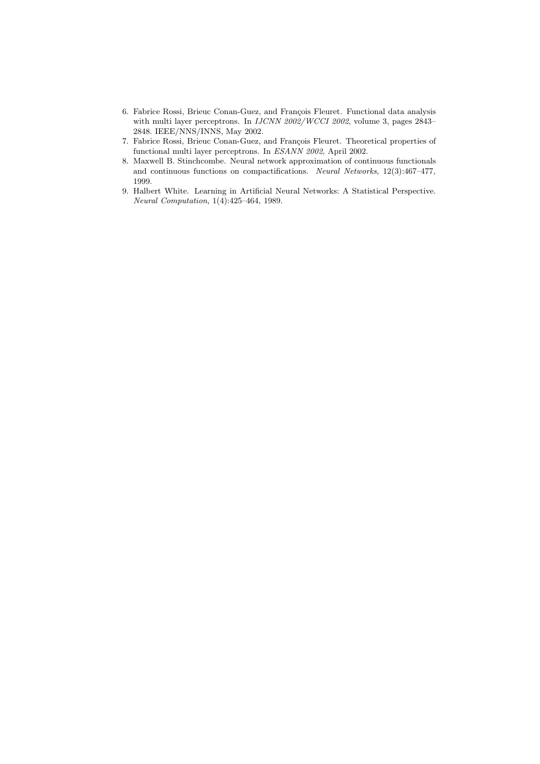6. Fabrice Rossi, Brieuc Conan-Guez, and François Fleuret. Functional data analysis with multi layer perceptrons. In *IJCNN 2002/WCCI 2002*, volume 3, pages 2843–2848. IEEE/NNS/INNS, May 2002.
7. Fabrice Rossi, Brieuc Conan-Guez, and François Fleuret. Theoretical properties of functional multi layer perceptrons. In *ESANN 2002*, April 2002.
8. Maxwell B. Stinchcombe. Neural network approximation of continuous functionals and continuous functions on compactifications. *Neural Networks*, 12(3):467–477, 1999.
9. Halbert White. Learning in Artificial Neural Networks: A Statistical Perspective. *Neural Computation*, 1(4):425–464, 1989.